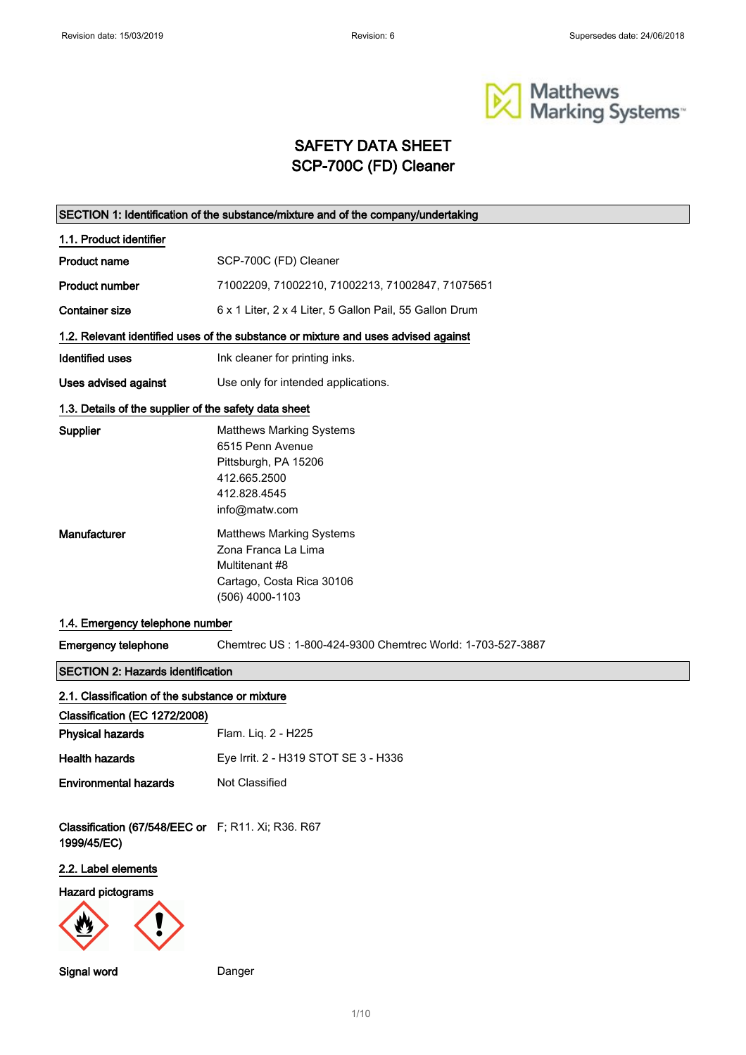# SAFETY DATA SHEET
# SCP-700C (FD) Cleaner

## SECTION 1: Identification of the substance/mixture and of the company/undertaking

### 1.1. Product identifier

| | |
|---|---|
| **Product name** | SCP-700C (FD) Cleaner |
| **Product number** | 71002209, 71002210, 71002213, 71002847, 71075651 |
| **Container size** | 6 x 1 Liter, 2 x 4 Liter, 5 Gallon Pail, 55 Gallon Drum |

### 1.2. Relevant identified uses of the substance or mixture and uses advised against

| | |
|---|---|
| **Identified uses** | Ink cleaner for printing inks. |
| **Uses advised against** | Use only for intended applications. |

### 1.3. Details of the supplier of the safety data sheet

**Supplier**
Matthews Marking Systems
6515 Penn Avenue
Pittsburgh, PA 15206
412.665.2500
412.828.4545
info@matw.com

**Manufacturer**
Matthews Marking Systems
Zona Franca La Lima
Multitenant #8
Cartago, Costa Rica 30106
(506) 4000-1103

### 1.4. Emergency telephone number

**Emergency telephone** Chemtrec US : 1-800-424-9300 Chemtrec World: 1-703-527-3887

## SECTION 2: Hazards identification

### 2.1. Classification of the substance or mixture

**Classification (EC 1272/2008)**

| | |
|---|---|
| **Physical hazards** | Flam. Liq. 2 - H225 |
| **Health hazards** | Eye Irrit. 2 - H319 STOT SE 3 - H336 |
| **Environmental hazards** | Not Classified |

**Classification (67/548/EEC or 1999/45/EC)** F; R11. Xi; R36. R67

### 2.2. Label elements

**Hazard pictograms**

**Signal word** Danger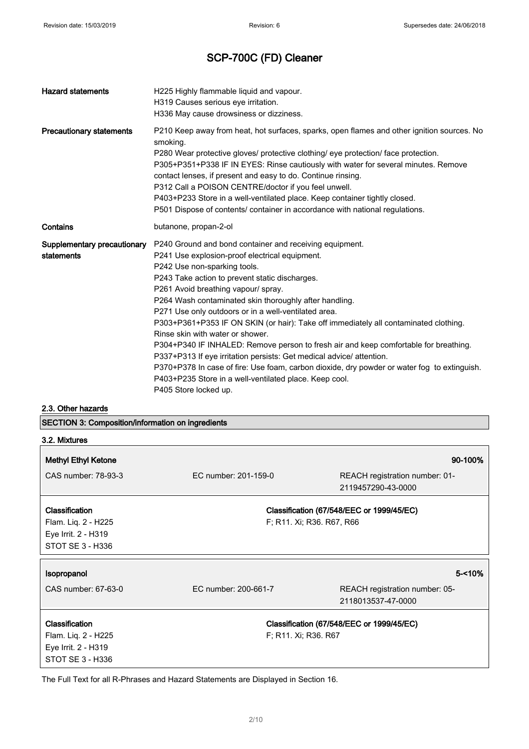| | |
|---|---|
| **Hazard statements** | H225 Highly flammable liquid and vapour.<br>H319 Causes serious eye irritation.<br>H336 May cause drowsiness or dizziness. |
| **Precautionary statements** | P210 Keep away from heat, hot surfaces, sparks, open flames and other ignition sources. No smoking.<br>P280 Wear protective gloves/ protective clothing/ eye protection/ face protection.<br>P305+P351+P338 IF IN EYES: Rinse cautiously with water for several minutes. Remove contact lenses, if present and easy to do. Continue rinsing.<br>P312 Call a POISON CENTRE/doctor if you feel unwell.<br>P403+P233 Store in a well-ventilated place. Keep container tightly closed.<br>P501 Dispose of contents/ container in accordance with national regulations. |
| **Contains** | butanone, propan-2-ol |
| **Supplementary precautionary statements** | P240 Ground and bond container and receiving equipment.<br>P241 Use explosion-proof electrical equipment.<br>P242 Use non-sparking tools.<br>P243 Take action to prevent static discharges.<br>P261 Avoid breathing vapour/ spray.<br>P264 Wash contaminated skin thoroughly after handling.<br>P271 Use only outdoors or in a well-ventilated area.<br>P303+P361+P353 IF ON SKIN (or hair): Take off immediately all contaminated clothing. Rinse skin with water or shower.<br>P304+P340 IF INHALED: Remove person to fresh air and keep comfortable for breathing.<br>P337+P313 If eye irritation persists: Get medical advice/ attention.<br>P370+P378 In case of fire: Use foam, carbon dioxide, dry powder or water fog to extinguish.<br>P403+P235 Store in a well-ventilated place. Keep cool.<br>P405 Store locked up. |

### 2.3. Other hazards

## SECTION 3: Composition/information on ingredients

### 3.2. Mixtures

| **Methyl Ethyl Ketone** | | **90-100%** |
|---|---|---|
| CAS number: 78-93-3 | EC number: 201-159-0 | REACH registration number: 01-2119457290-43-0000 |
| **Classification**<br>Flam. Liq. 2 - H225<br>Eye Irrit. 2 - H319<br>STOT SE 3 - H336 | **Classification (67/548/EEC or 1999/45/EC)**<br>F; R11. Xi; R36. R67, R66 | |

| **Isopropanol** | | **5-<10%** |
|---|---|---|
| CAS number: 67-63-0 | EC number: 200-661-7 | REACH registration number: 05-2118013537-47-0000 |
| **Classification**<br>Flam. Liq. 2 - H225<br>Eye Irrit. 2 - H319<br>STOT SE 3 - H336 | **Classification (67/548/EEC or 1999/45/EC)**<br>F; R11. Xi; R36. R67 | |

The Full Text for all R-Phrases and Hazard Statements are Displayed in Section 16.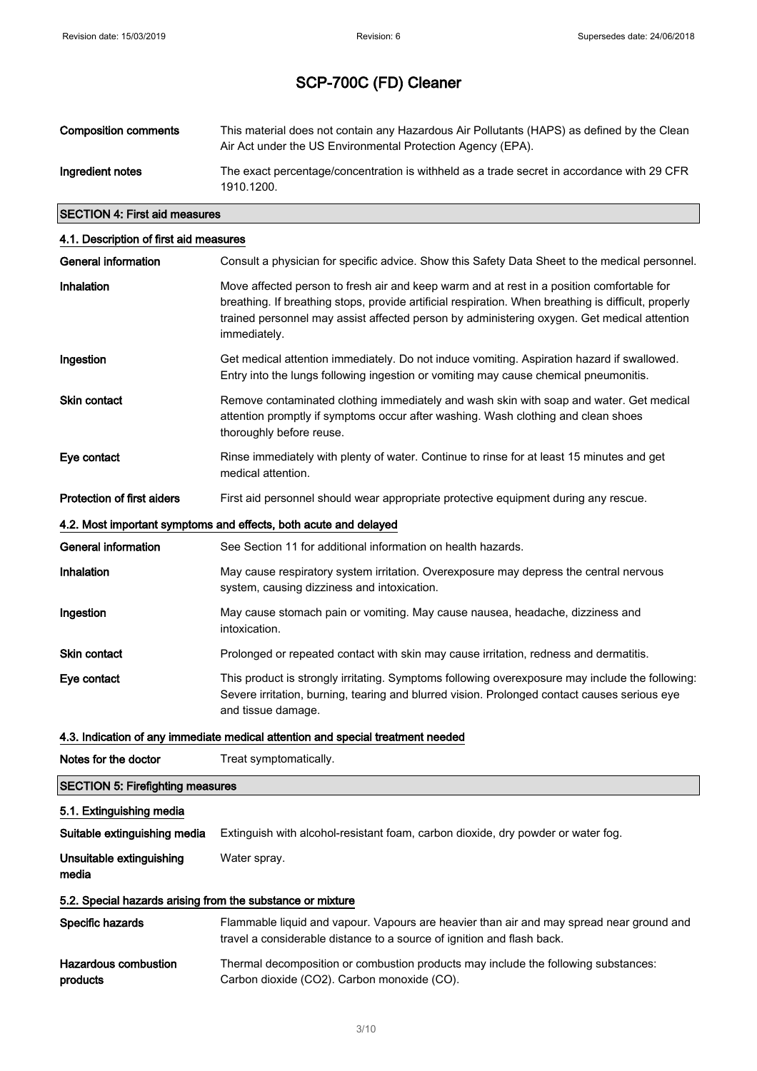# SCP-700C (FD) Cleaner

| | |
|---|---|
| **Composition comments** | This material does not contain any Hazardous Air Pollutants (HAPS) as defined by the Clean Air Act under the US Environmental Protection Agency (EPA). |
| **Ingredient notes** | The exact percentage/concentration is withheld as a trade secret in accordance with 29 CFR 1910.1200. |

## SECTION 4: First aid measures

### 4.1. Description of first aid measures

| | |
|---|---|
| **General information** | Consult a physician for specific advice. Show this Safety Data Sheet to the medical personnel. |
| **Inhalation** | Move affected person to fresh air and keep warm and at rest in a position comfortable for breathing. If breathing stops, provide artificial respiration. When breathing is difficult, properly trained personnel may assist affected person by administering oxygen. Get medical attention immediately. |
| **Ingestion** | Get medical attention immediately. Do not induce vomiting. Aspiration hazard if swallowed. Entry into the lungs following ingestion or vomiting may cause chemical pneumonitis. |
| **Skin contact** | Remove contaminated clothing immediately and wash skin with soap and water. Get medical attention promptly if symptoms occur after washing. Wash clothing and clean shoes thoroughly before reuse. |
| **Eye contact** | Rinse immediately with plenty of water. Continue to rinse for at least 15 minutes and get medical attention. |
| **Protection of first aiders** | First aid personnel should wear appropriate protective equipment during any rescue. |

### 4.2. Most important symptoms and effects, both acute and delayed

| | |
|---|---|
| **General information** | See Section 11 for additional information on health hazards. |
| **Inhalation** | May cause respiratory system irritation. Overexposure may depress the central nervous system, causing dizziness and intoxication. |
| **Ingestion** | May cause stomach pain or vomiting. May cause nausea, headache, dizziness and intoxication. |
| **Skin contact** | Prolonged or repeated contact with skin may cause irritation, redness and dermatitis. |
| **Eye contact** | This product is strongly irritating. Symptoms following overexposure may include the following: Severe irritation, burning, tearing and blurred vision. Prolonged contact causes serious eye and tissue damage. |

### 4.3. Indication of any immediate medical attention and special treatment needed

| | |
|---|---|
| **Notes for the doctor** | Treat symptomatically. |

## SECTION 5: Firefighting measures

### 5.1. Extinguishing media

| | |
|---|---|
| **Suitable extinguishing media** | Extinguish with alcohol-resistant foam, carbon dioxide, dry powder or water fog. |
| **Unsuitable extinguishing media** | Water spray. |

### 5.2. Special hazards arising from the substance or mixture

| | |
|---|---|
| **Specific hazards** | Flammable liquid and vapour. Vapours are heavier than air and may spread near ground and travel a considerable distance to a source of ignition and flash back. |
| **Hazardous combustion products** | Thermal decomposition or combustion products may include the following substances: Carbon dioxide ($CO_2$). Carbon monoxide (CO). |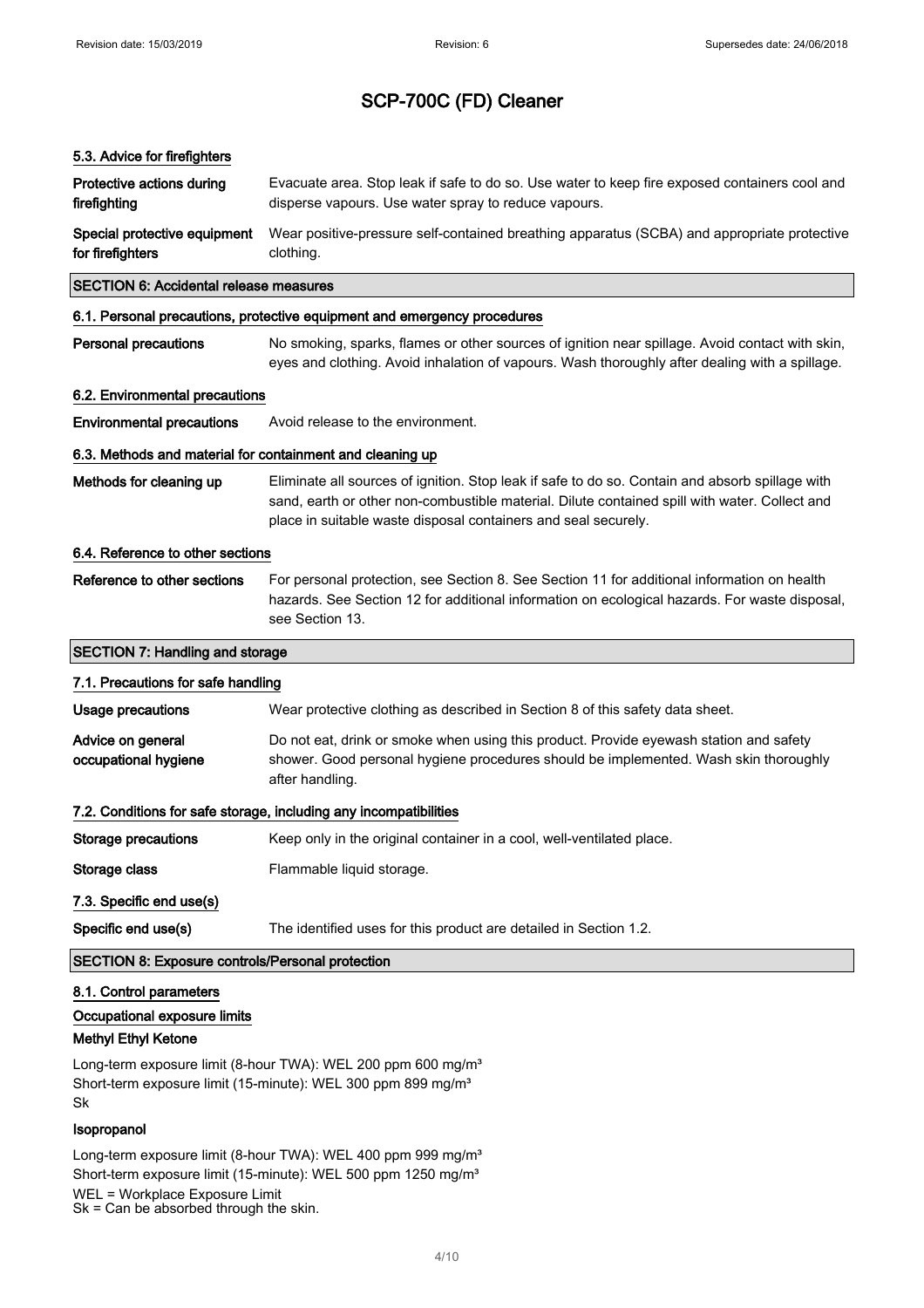# SCP-700C (FD) Cleaner

### 5.3. Advice for firefighters

| | |
|---|---|
| **Protective actions during firefighting** | Evacuate area. Stop leak if safe to do so. Use water to keep fire exposed containers cool and disperse vapours. Use water spray to reduce vapours. |
| **Special protective equipment for firefighters** | Wear positive-pressure self-contained breathing apparatus (SCBA) and appropriate protective clothing. |

## SECTION 6: Accidental release measures

### 6.1. Personal precautions, protective equipment and emergency procedures

| | |
|---|---|
| **Personal precautions** | No smoking, sparks, flames or other sources of ignition near spillage. Avoid contact with skin, eyes and clothing. Avoid inhalation of vapours. Wash thoroughly after dealing with a spillage. |

### 6.2. Environmental precautions

| | |
|---|---|
| **Environmental precautions** | Avoid release to the environment. |

### 6.3. Methods and material for containment and cleaning up

| | |
|---|---|
| **Methods for cleaning up** | Eliminate all sources of ignition. Stop leak if safe to do so. Contain and absorb spillage with sand, earth or other non-combustible material. Dilute contained spill with water. Collect and place in suitable waste disposal containers and seal securely. |

### 6.4. Reference to other sections

| | |
|---|---|
| **Reference to other sections** | For personal protection, see Section 8. See Section 11 for additional information on health hazards. See Section 12 for additional information on ecological hazards. For waste disposal, see Section 13. |

## SECTION 7: Handling and storage

### 7.1. Precautions for safe handling

| | |
|---|---|
| **Usage precautions** | Wear protective clothing as described in Section 8 of this safety data sheet. |
| **Advice on general occupational hygiene** | Do not eat, drink or smoke when using this product. Provide eyewash station and safety shower. Good personal hygiene procedures should be implemented. Wash skin thoroughly after handling. |

### 7.2. Conditions for safe storage, including any incompatibilities

| | |
|---|---|
| **Storage precautions** | Keep only in the original container in a cool, well-ventilated place. |
| **Storage class** | Flammable liquid storage. |

### 7.3. Specific end use(s)

| | |
|---|---|
| **Specific end use(s)** | The identified uses for this product are detailed in Section 1.2. |

## SECTION 8: Exposure controls/Personal protection

### 8.1. Control parameters

**Occupational exposure limits**

**Methyl Ethyl Ketone**

Long-term exposure limit (8-hour TWA): WEL 200 ppm 600 mg/m³
Short-term exposure limit (15-minute): WEL 300 ppm 899 mg/m³
Sk

**Isopropanol**

Long-term exposure limit (8-hour TWA): WEL 400 ppm 999 mg/m³
Short-term exposure limit (15-minute): WEL 500 ppm 1250 mg/m³
WEL = Workplace Exposure Limit
Sk = Can be absorbed through the skin.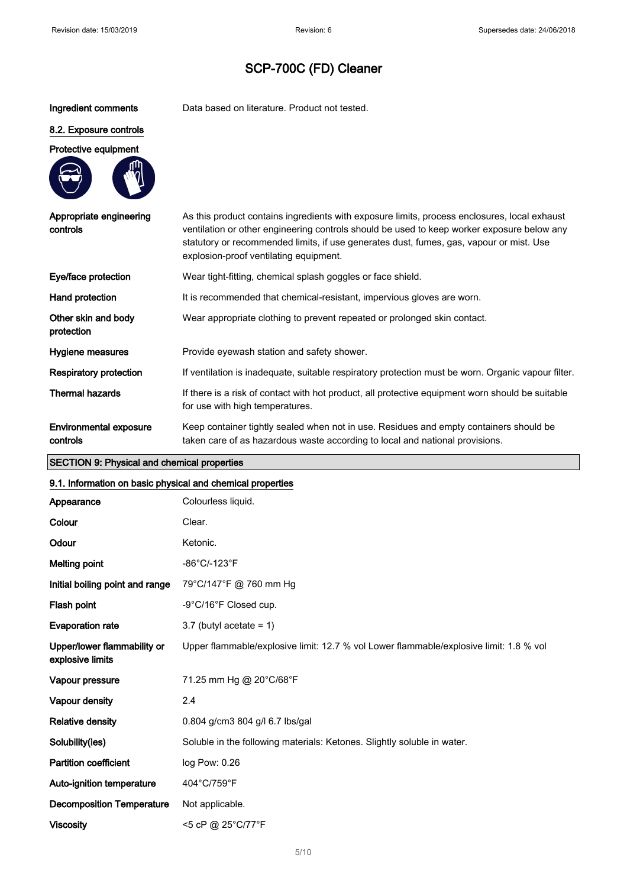# SCP-700C (FD) Cleaner

| | |
|---|---|
| **Ingredient comments** | Data based on literature. Product not tested. |

## 8.2. Exposure controls

**Protective equipment**

| | |
|---|---|
| **Appropriate engineering controls** | As this product contains ingredients with exposure limits, process enclosures, local exhaust ventilation or other engineering controls should be used to keep worker exposure below any statutory or recommended limits, if use generates dust, fumes, gas, vapour or mist. Use explosion-proof ventilating equipment. |
| **Eye/face protection** | Wear tight-fitting, chemical splash goggles or face shield. |
| **Hand protection** | It is recommended that chemical-resistant, impervious gloves are worn. |
| **Other skin and body protection** | Wear appropriate clothing to prevent repeated or prolonged skin contact. |
| **Hygiene measures** | Provide eyewash station and safety shower. |
| **Respiratory protection** | If ventilation is inadequate, suitable respiratory protection must be worn. Organic vapour filter. |
| **Thermal hazards** | If there is a risk of contact with hot product, all protective equipment worn should be suitable for use with high temperatures. |
| **Environmental exposure controls** | Keep container tightly sealed when not in use. Residues and empty containers should be taken care of as hazardous waste according to local and national provisions. |

## SECTION 9: Physical and chemical properties

### 9.1. Information on basic physical and chemical properties

| | |
|---|---|
| **Appearance** | Colourless liquid. |
| **Colour** | Clear. |
| **Odour** | Ketonic. |
| **Melting point** | -86°C/-123°F |
| **Initial boiling point and range** | 79°C/147°F @ 760 mm Hg |
| **Flash point** | -9°C/16°F Closed cup. |
| **Evaporation rate** | 3.7 (butyl acetate = 1) |
| **Upper/lower flammability or explosive limits** | Upper flammable/explosive limit: 12.7 % vol Lower flammable/explosive limit: 1.8 % vol |
| **Vapour pressure** | 71.25 mm Hg @ 20°C/68°F |
| **Vapour density** | 2.4 |
| **Relative density** | 0.804 g/cm3 804 g/l 6.7 lbs/gal |
| **Solubility(ies)** | Soluble in the following materials: Ketones. Slightly soluble in water. |
| **Partition coefficient** | log Pow: 0.26 |
| **Auto-ignition temperature** | 404°C/759°F |
| **Decomposition Temperature** | Not applicable. |
| **Viscosity** | <5 cP @ 25°C/77°F |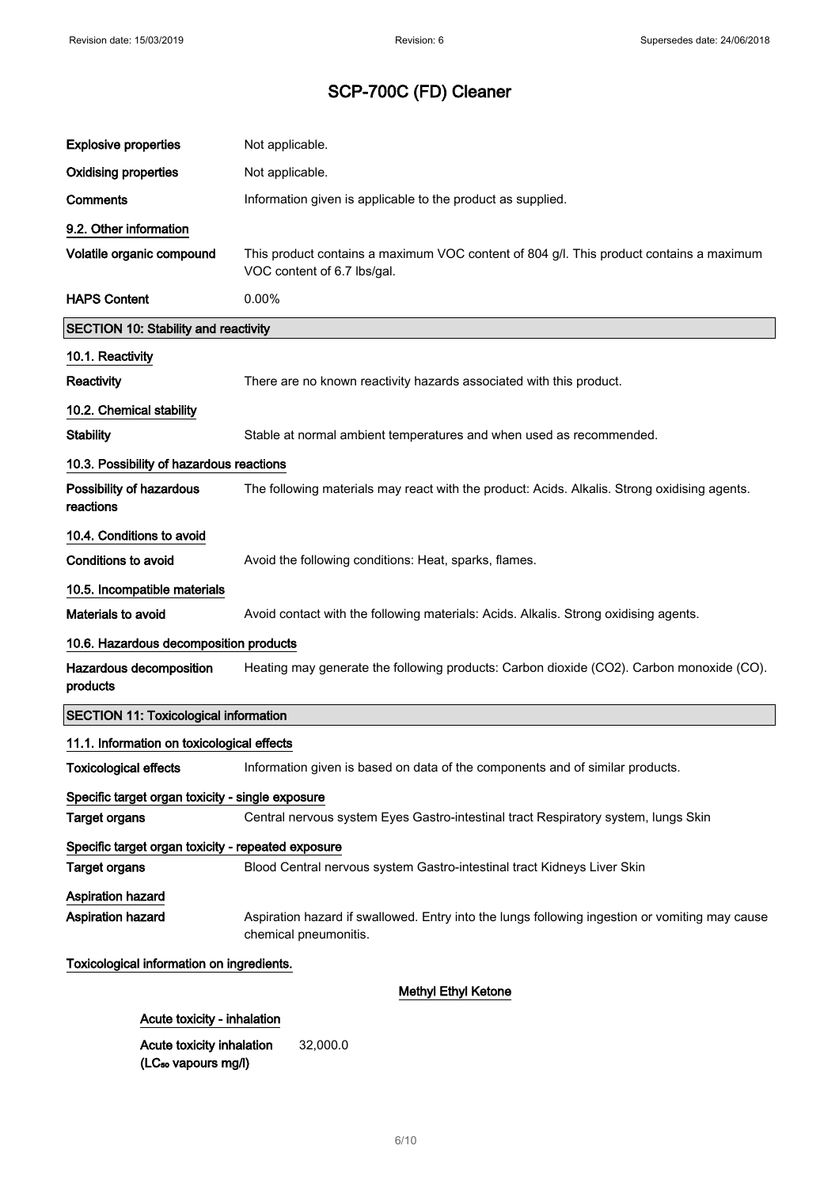# SCP-700C (FD) Cleaner

| | |
|---|---|
| **Explosive properties** | Not applicable. |
| **Oxidising properties** | Not applicable. |
| **Comments** | Information given is applicable to the product as supplied. |

### 9.2. Other information

| | |
|---|---|
| **Volatile organic compound** | This product contains a maximum VOC content of 804 g/l. This product contains a maximum VOC content of 6.7 lbs/gal. |
| **HAPS Content** | 0.00% |

## SECTION 10: Stability and reactivity

### 10.1. Reactivity

**Reactivity** — There are no known reactivity hazards associated with this product.

### 10.2. Chemical stability

**Stability** — Stable at normal ambient temperatures and when used as recommended.

### 10.3. Possibility of hazardous reactions

**Possibility of hazardous reactions** — The following materials may react with the product: Acids. Alkalis. Strong oxidising agents.

### 10.4. Conditions to avoid

**Conditions to avoid** — Avoid the following conditions: Heat, sparks, flames.

### 10.5. Incompatible materials

**Materials to avoid** — Avoid contact with the following materials: Acids. Alkalis. Strong oxidising agents.

### 10.6. Hazardous decomposition products

**Hazardous decomposition products** — Heating may generate the following products: Carbon dioxide ($CO_2$). Carbon monoxide (CO).

## SECTION 11: Toxicological information

### 11.1. Information on toxicological effects

**Toxicological effects** — Information given is based on data of the components and of similar products.

**Specific target organ toxicity - single exposure**

**Target organs** — Central nervous system Eyes Gastro-intestinal tract Respiratory system, lungs Skin

**Specific target organ toxicity - repeated exposure**

**Target organs** — Blood Central nervous system Gastro-intestinal tract Kidneys Liver Skin

**Aspiration hazard**

**Aspiration hazard** — Aspiration hazard if swallowed. Entry into the lungs following ingestion or vomiting may cause chemical pneumonitis.

**Toxicological information on ingredients.**

**Methyl Ethyl Ketone**

**Acute toxicity - inhalation**

**Acute toxicity inhalation ($LC_{50}$ vapours mg/l)** — 32,000.0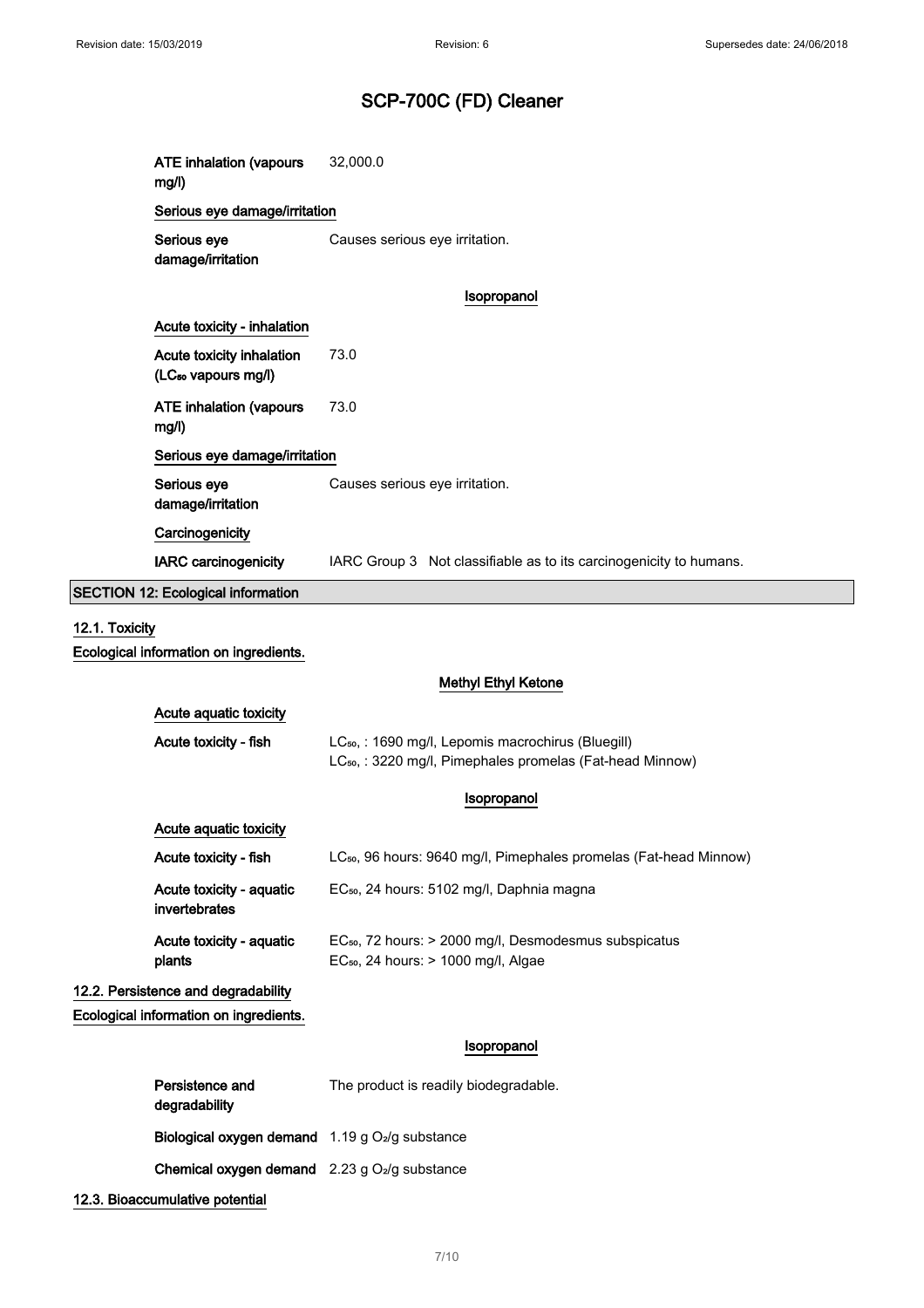| | |
|---|---|
| **ATE inhalation (vapours mg/l)** | 32,000.0 |

**Serious eye damage/irritation**

| | |
|---|---|
| **Serious eye damage/irritation** | Causes serious eye irritation. |

### Isopropanol

**Acute toxicity - inhalation**

| | |
|---|---|
| **Acute toxicity inhalation ($LC_{50}$ vapours mg/l)** | 73.0 |
| **ATE inhalation (vapours mg/l)** | 73.0 |

**Serious eye damage/irritation**

| | |
|---|---|
| **Serious eye damage/irritation** | Causes serious eye irritation. |

**Carcinogenicity**

| | |
|---|---|
| **IARC carcinogenicity** | IARC Group 3 Not classifiable as to its carcinogenicity to humans. |

## SECTION 12: Ecological information

### 12.1. Toxicity

**Ecological information on ingredients.**

### Methyl Ethyl Ketone

**Acute aquatic toxicity**

| | |
|---|---|
| **Acute toxicity - fish** | $LC_{50}$, : 1690 mg/l, Lepomis macrochirus (Bluegill)<br>$LC_{50}$, : 3220 mg/l, Pimephales promelas (Fat-head Minnow) |

### Isopropanol

**Acute aquatic toxicity**

| | |
|---|---|
| **Acute toxicity - fish** | $LC_{50}$, 96 hours: 9640 mg/l, Pimephales promelas (Fat-head Minnow) |
| **Acute toxicity - aquatic invertebrates** | $EC_{50}$, 24 hours: 5102 mg/l, Daphnia magna |
| **Acute toxicity - aquatic plants** | $EC_{50}$, 72 hours: > 2000 mg/l, Desmodesmus subspicatus<br>$EC_{50}$, 24 hours: > 1000 mg/l, Algae |

### 12.2. Persistence and degradability

**Ecological information on ingredients.**

### Isopropanol

| | |
|---|---|
| **Persistence and degradability** | The product is readily biodegradable. |
| **Biological oxygen demand** | 1.19 g $O_2$/g substance |
| **Chemical oxygen demand** | 2.23 g $O_2$/g substance |

### 12.3. Bioaccumulative potential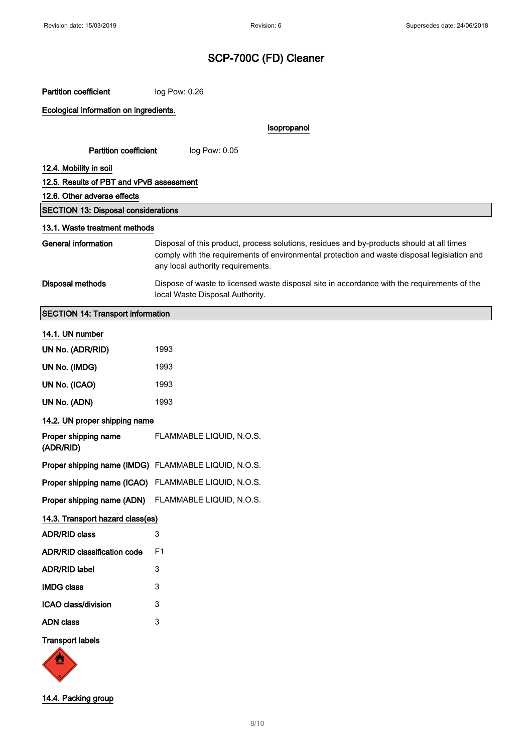# SCP-700C (FD) Cleaner

**Partition coefficient** log Pow: 0.26

**Ecological information on ingredients.**

**Isopropanol**

**Partition coefficient** log Pow: 0.05

**12.4. Mobility in soil**

**12.5. Results of PBT and vPvB assessment**

**12.6. Other adverse effects**

## SECTION 13: Disposal considerations

**13.1. Waste treatment methods**

**General information** Disposal of this product, process solutions, residues and by-products should at all times comply with the requirements of environmental protection and waste disposal legislation and any local authority requirements.

**Disposal methods** Dispose of waste to licensed waste disposal site in accordance with the requirements of the local Waste Disposal Authority.

## SECTION 14: Transport information

**14.1. UN number**

| | |
|---|---|
| **UN No. (ADR/RID)** | 1993 |
| **UN No. (IMDG)** | 1993 |
| **UN No. (ICAO)** | 1993 |
| **UN No. (ADN)** | 1993 |

**14.2. UN proper shipping name**

| | |
|---|---|
| **Proper shipping name (ADR/RID)** | FLAMMABLE LIQUID, N.O.S. |
| **Proper shipping name (IMDG)** | FLAMMABLE LIQUID, N.O.S. |
| **Proper shipping name (ICAO)** | FLAMMABLE LIQUID, N.O.S. |
| **Proper shipping name (ADN)** | FLAMMABLE LIQUID, N.O.S. |

**14.3. Transport hazard class(es)**

| | |
|---|---|
| **ADR/RID class** | 3 |
| **ADR/RID classification code** | F1 |
| **ADR/RID label** | 3 |
| **IMDG class** | 3 |
| **ICAO class/division** | 3 |
| **ADN class** | 3 |

**Transport labels**

**14.4. Packing group**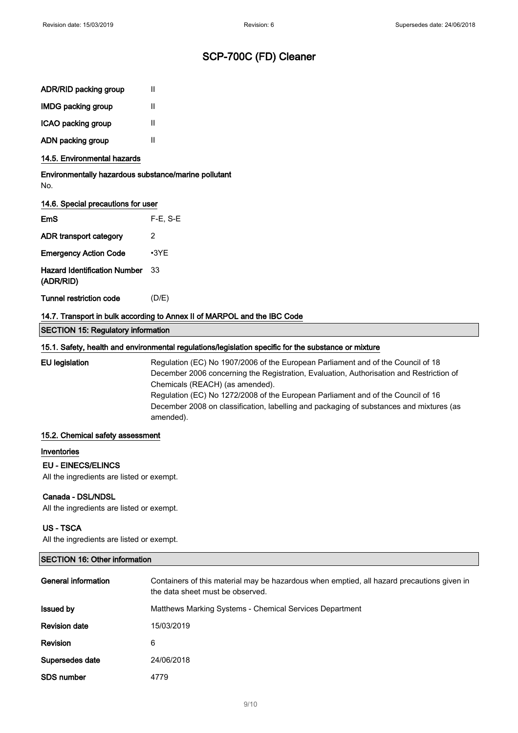# SCP-700C (FD) Cleaner

| | |
|---|---|
| **ADR/RID packing group** | II |
| **IMDG packing group** | II |
| **ICAO packing group** | II |
| **ADN packing group** | II |

### 14.5. Environmental hazards

**Environmentally hazardous substance/marine pollutant**

No.

### 14.6. Special precautions for user

| | |
|---|---|
| **EmS** | F-E, S-E |
| **ADR transport category** | 2 |
| **Emergency Action Code** | •3YE |
| **Hazard Identification Number (ADR/RID)** | 33 |
| **Tunnel restriction code** | (D/E) |

### 14.7. Transport in bulk according to Annex II of MARPOL and the IBC Code

## SECTION 15: Regulatory information

### 15.1. Safety, health and environmental regulations/legislation specific for the substance or mixture

**EU legislation**

Regulation (EC) No 1907/2006 of the European Parliament and of the Council of 18 December 2006 concerning the Registration, Evaluation, Authorisation and Restriction of Chemicals (REACH) (as amended).

Regulation (EC) No 1272/2008 of the European Parliament and of the Council of 16 December 2008 on classification, labelling and packaging of substances and mixtures (as amended).

### 15.2. Chemical safety assessment

**Inventories**

**EU - EINECS/ELINCS**

All the ingredients are listed or exempt.

**Canada - DSL/NDSL**

All the ingredients are listed or exempt.

**US - TSCA**

All the ingredients are listed or exempt.

## SECTION 16: Other information

| | |
|---|---|
| **General information** | Containers of this material may be hazardous when emptied, all hazard precautions given in the data sheet must be observed. |
| **Issued by** | Matthews Marking Systems - Chemical Services Department |
| **Revision date** | 15/03/2019 |
| **Revision** | 6 |
| **Supersedes date** | 24/06/2018 |
| **SDS number** | 4779 |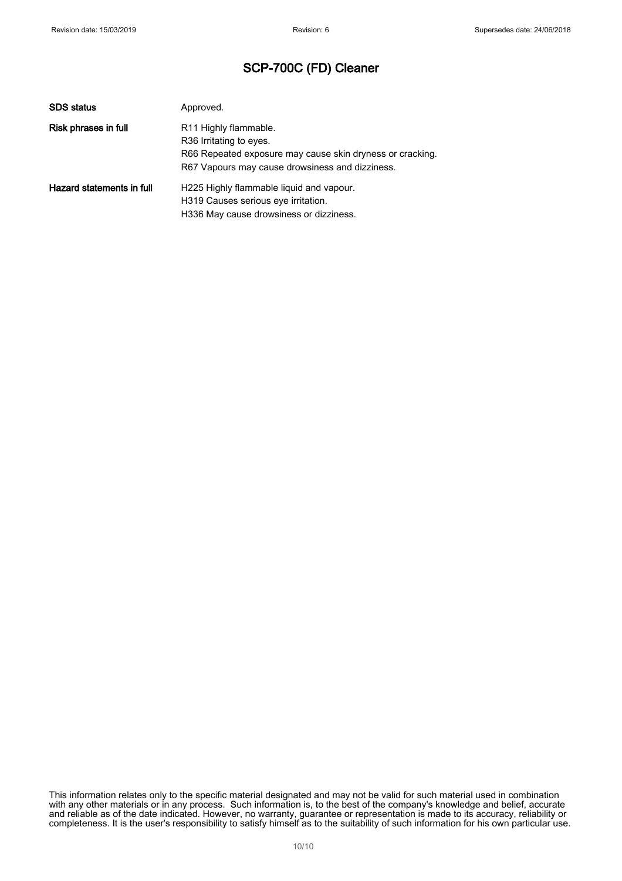# SCP-700C (FD) Cleaner

**SDS status**
Approved.

**Risk phrases in full**
R11 Highly flammable.
R36 Irritating to eyes.
R66 Repeated exposure may cause skin dryness or cracking.
R67 Vapours may cause drowsiness and dizziness.

**Hazard statements in full**
H225 Highly flammable liquid and vapour.
H319 Causes serious eye irritation.
H336 May cause drowsiness or dizziness.

This information relates only to the specific material designated and may not be valid for such material used in combination with any other materials or in any process. Such information is, to the best of the company's knowledge and belief, accurate and reliable as of the date indicated. However, no warranty, guarantee or representation is made to its accuracy, reliability or completeness. It is the user's responsibility to satisfy himself as to the suitability of such information for his own particular use.